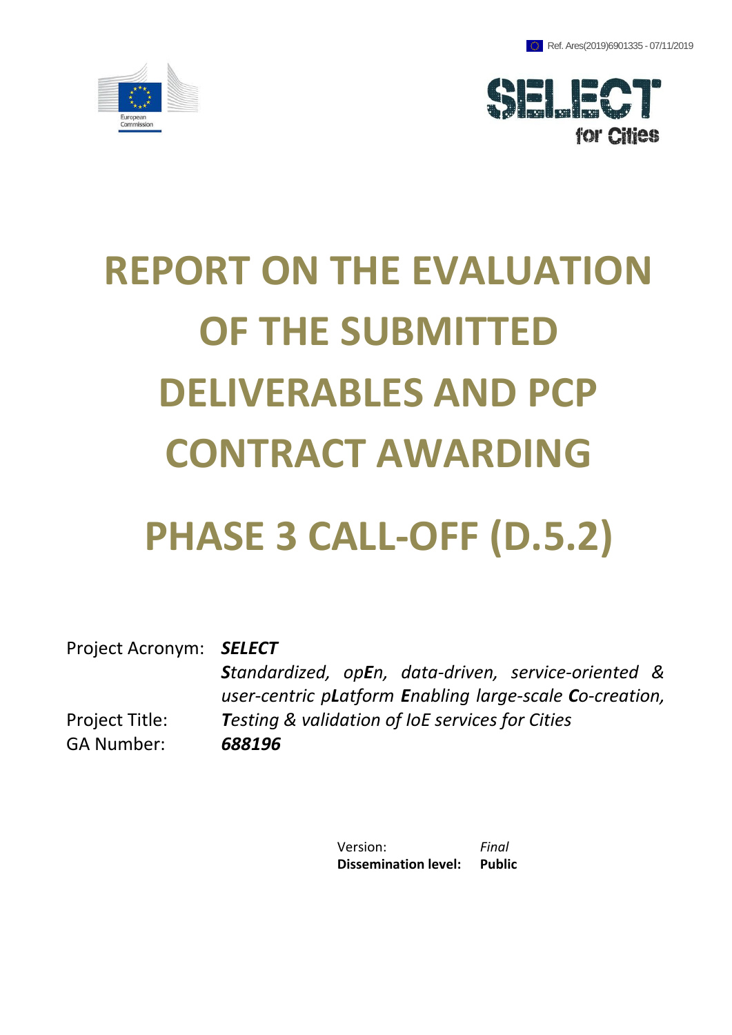Ref. Ares(2019)6901335 - 07/11/2019

# REPORT ON THE EVALUATION OF THE SUBMITTED DELIVERABLES AND PCP CONTRACT AWARDING

# PHASE 3 CALL-OFF (D.5.2)

| | |
|---|---|
| Project Acronym: | ***SELECT*** |
| Project Title: | ***S**tandardized, op**E**n, data-driven, service-oriented & user-centric p**L**atform **E**nabling large-scale **C**o-creation, **T**esting & validation of IoE services for Cities* |
| GA Number: | ***688196*** |

| | |
|---|---|
| Version: | *Final* |
| **Dissemination level:** | **Public** |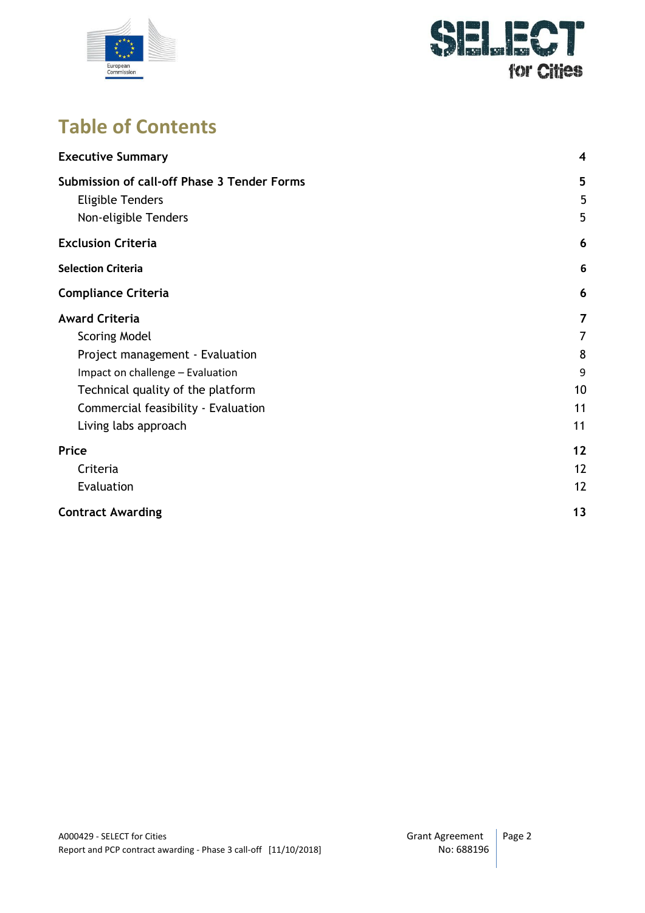# Table of Contents

| | |
|---|---|
| **Executive Summary** | **4** |
| **Submission of call-off Phase 3 Tender Forms** | **5** |
| Eligible Tenders | 5 |
| Non-eligible Tenders | 5 |
| **Exclusion Criteria** | **6** |
| **Selection Criteria** | **6** |
| **Compliance Criteria** | **6** |
| **Award Criteria** | **7** |
| Scoring Model | 7 |
| Project management - Evaluation | 8 |
| Impact on challenge – Evaluation | 9 |
| Technical quality of the platform | 10 |
| Commercial feasibility - Evaluation | 11 |
| Living labs approach | 11 |
| **Price** | **12** |
| Criteria | 12 |
| Evaluation | 12 |
| **Contract Awarding** | **13** |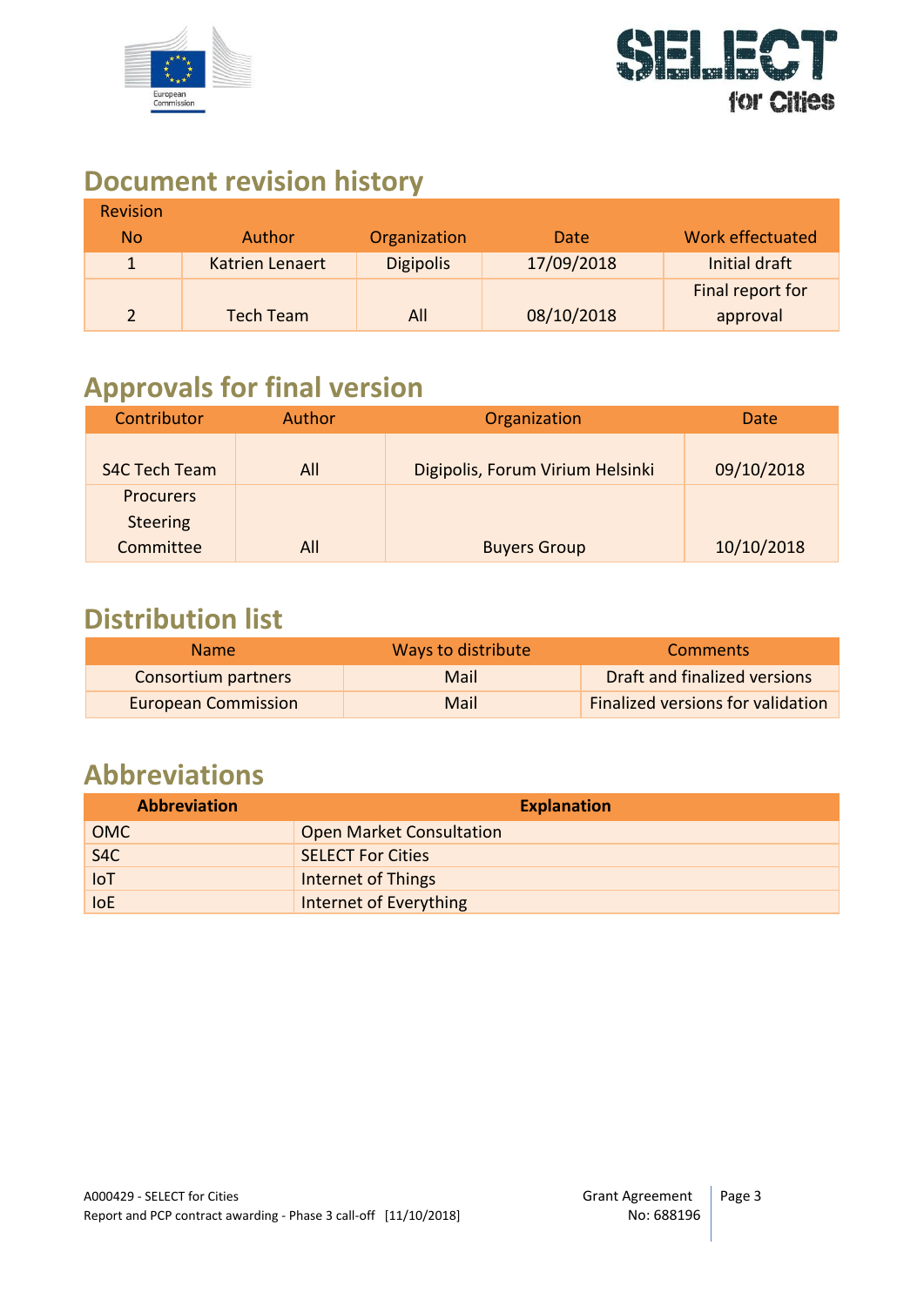## Document revision history

| Revision No | Author | Organization | Date | Work effectuated |
|---|---|---|---|---|
| 1 | Katrien Lenaert | Digipolis | 17/09/2018 | Initial draft |
| 2 | Tech Team | All | 08/10/2018 | Final report for approval |

## Approvals for final version

| Contributor | Author | Organization | Date |
|---|---|---|---|
| S4C Tech Team | All | Digipolis, Forum Virium Helsinki | 09/10/2018 |
| Procurers Steering Committee | All | Buyers Group | 10/10/2018 |

## Distribution list

| Name | Ways to distribute | Comments |
|---|---|---|
| Consortium partners | Mail | Draft and finalized versions |
| European Commission | Mail | Finalized versions for validation |

## Abbreviations

| **Abbreviation** | **Explanation** |
|---|---|
| OMC | Open Market Consultation |
| S4C | SELECT For Cities |
| IoT | Internet of Things |
| IoE | Internet of Everything |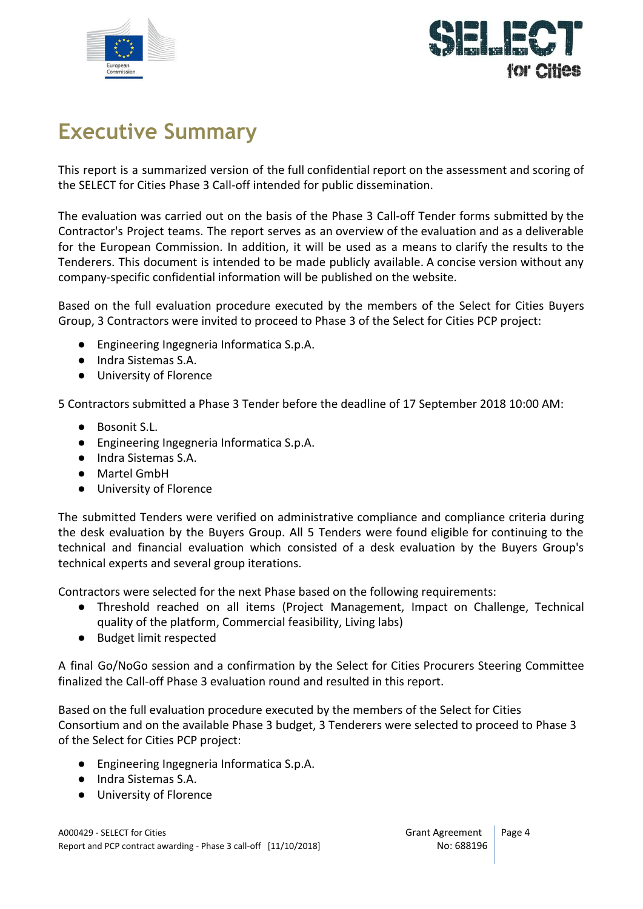# Executive Summary

This report is a summarized version of the full confidential report on the assessment and scoring of the SELECT for Cities Phase 3 Call-off intended for public dissemination.

The evaluation was carried out on the basis of the Phase 3 Call-off Tender forms submitted by the Contractor's Project teams. The report serves as an overview of the evaluation and as a deliverable for the European Commission. In addition, it will be used as a means to clarify the results to the Tenderers. This document is intended to be made publicly available. A concise version without any company-specific confidential information will be published on the website.

Based on the full evaluation procedure executed by the members of the Select for Cities Buyers Group, 3 Contractors were invited to proceed to Phase 3 of the Select for Cities PCP project:

- Engineering Ingegneria Informatica S.p.A.
- Indra Sistemas S.A.
- University of Florence

5 Contractors submitted a Phase 3 Tender before the deadline of 17 September 2018 10:00 AM:

- Bosonit S.L.
- Engineering Ingegneria Informatica S.p.A.
- Indra Sistemas S.A.
- Martel GmbH
- University of Florence

The submitted Tenders were verified on administrative compliance and compliance criteria during the desk evaluation by the Buyers Group. All 5 Tenders were found eligible for continuing to the technical and financial evaluation which consisted of a desk evaluation by the Buyers Group's technical experts and several group iterations.

Contractors were selected for the next Phase based on the following requirements:

- Threshold reached on all items (Project Management, Impact on Challenge, Technical quality of the platform, Commercial feasibility, Living labs)
- Budget limit respected

A final Go/NoGo session and a confirmation by the Select for Cities Procurers Steering Committee finalized the Call-off Phase 3 evaluation round and resulted in this report.

Based on the full evaluation procedure executed by the members of the Select for Cities Consortium and on the available Phase 3 budget, 3 Tenderers were selected to proceed to Phase 3 of the Select for Cities PCP project:

- Engineering Ingegneria Informatica S.p.A.
- Indra Sistemas S.A.
- University of Florence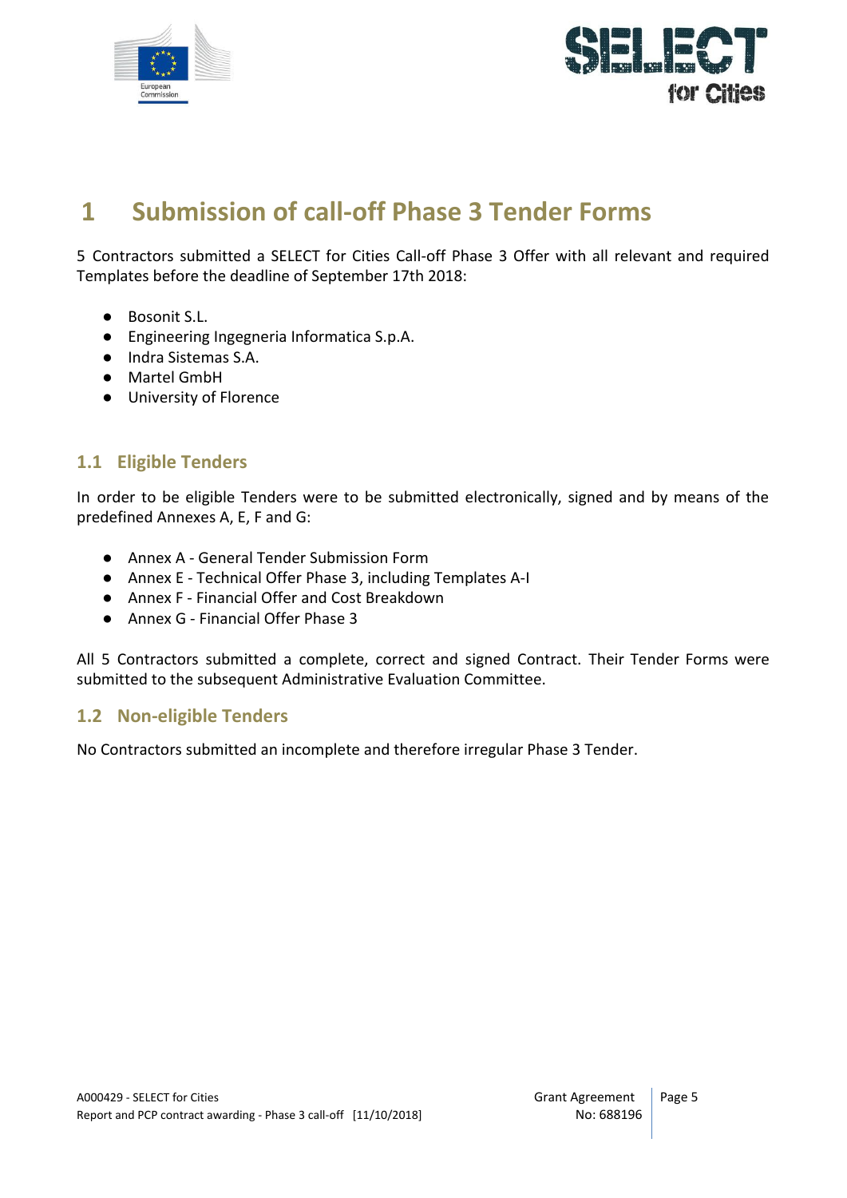# 1 Submission of call-off Phase 3 Tender Forms

5 Contractors submitted a SELECT for Cities Call-off Phase 3 Offer with all relevant and required Templates before the deadline of September 17th 2018:

- Bosonit S.L.
- Engineering Ingegneria Informatica S.p.A.
- Indra Sistemas S.A.
- Martel GmbH
- University of Florence

## 1.1 Eligible Tenders

In order to be eligible Tenders were to be submitted electronically, signed and by means of the predefined Annexes A, E, F and G:

- Annex A - General Tender Submission Form
- Annex E - Technical Offer Phase 3, including Templates A-I
- Annex F - Financial Offer and Cost Breakdown
- Annex G - Financial Offer Phase 3

All 5 Contractors submitted a complete, correct and signed Contract. Their Tender Forms were submitted to the subsequent Administrative Evaluation Committee.

## 1.2 Non-eligible Tenders

No Contractors submitted an incomplete and therefore irregular Phase 3 Tender.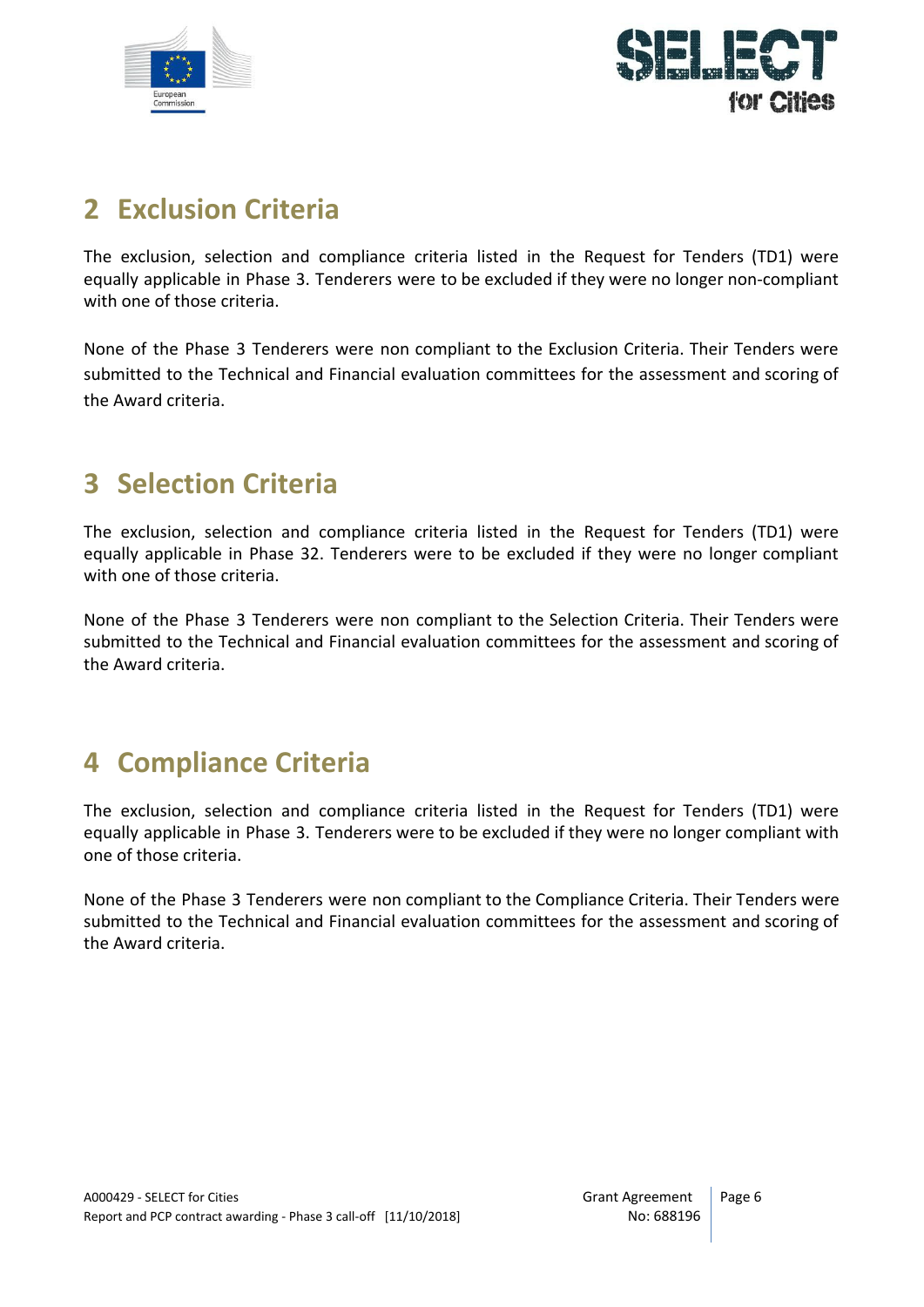# 2 Exclusion Criteria

The exclusion, selection and compliance criteria listed in the Request for Tenders (TD1) were equally applicable in Phase 3. Tenderers were to be excluded if they were no longer non-compliant with one of those criteria.

None of the Phase 3 Tenderers were non compliant to the Exclusion Criteria. Their Tenders were submitted to the Technical and Financial evaluation committees for the assessment and scoring of the Award criteria.

# 3 Selection Criteria

The exclusion, selection and compliance criteria listed in the Request for Tenders (TD1) were equally applicable in Phase 32. Tenderers were to be excluded if they were no longer compliant with one of those criteria.

None of the Phase 3 Tenderers were non compliant to the Selection Criteria. Their Tenders were submitted to the Technical and Financial evaluation committees for the assessment and scoring of the Award criteria.

# 4 Compliance Criteria

The exclusion, selection and compliance criteria listed in the Request for Tenders (TD1) were equally applicable in Phase 3. Tenderers were to be excluded if they were no longer compliant with one of those criteria.

None of the Phase 3 Tenderers were non compliant to the Compliance Criteria. Their Tenders were submitted to the Technical and Financial evaluation committees for the assessment and scoring of the Award criteria.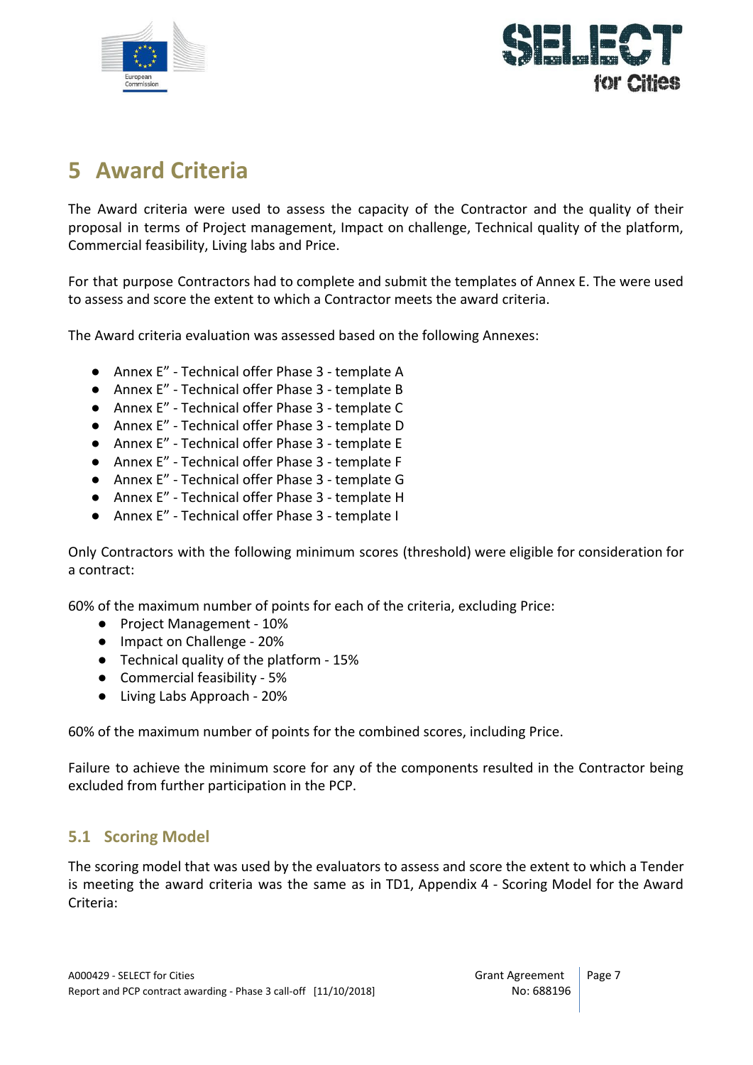// Annex E" (no closing quote)
# 5 Award Criteria

The Award criteria were used to assess the capacity of the Contractor and the quality of their proposal in terms of Project management, Impact on challenge, Technical quality of the platform, Commercial feasibility, Living labs and Price.

For that purpose Contractors had to complete and submit the templates of Annex E. The were used to assess and score the extent to which a Contractor meets the award criteria.

The Award criteria evaluation was assessed based on the following Annexes:

- Annex E" - Technical offer Phase 3 - template A
- Annex E" - Technical offer Phase 3 - template B
- Annex E" - Technical offer Phase 3 - template C
- Annex E" - Technical offer Phase 3 - template D
- Annex E" - Technical offer Phase 3 - template E
- Annex E" - Technical offer Phase 3 - template F
- Annex E" - Technical offer Phase 3 - template G
- Annex E" - Technical offer Phase 3 - template H
- Annex E" - Technical offer Phase 3 - template I

Only Contractors with the following minimum scores (threshold) were eligible for consideration for a contract:

60% of the maximum number of points for each of the criteria, excluding Price:

- Project Management - 10%
- Impact on Challenge - 20%
- Technical quality of the platform - 15%
- Commercial feasibility - 5%
- Living Labs Approach - 20%

60% of the maximum number of points for the combined scores, including Price.

Failure to achieve the minimum score for any of the components resulted in the Contractor being excluded from further participation in the PCP.

## 5.1 Scoring Model

The scoring model that was used by the evaluators to assess and score the extent to which a Tender is meeting the award criteria was the same as in TD1, Appendix 4 - Scoring Model for the Award Criteria: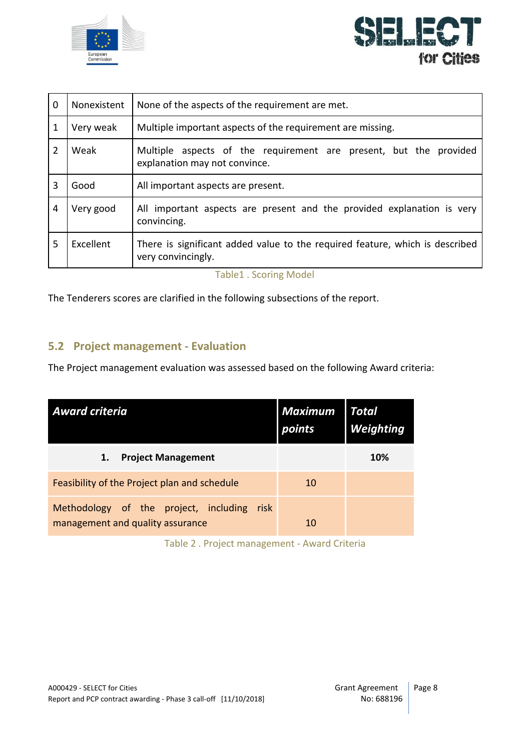| 0 | Nonexistent | None of the aspects of the requirement are met. |
|---|---|---|
| 1 | Very weak | Multiple important aspects of the requirement are missing. |
| 2 | Weak | Multiple aspects of the requirement are present, but the provided explanation may not convince. |
| 3 | Good | All important aspects are present. |
| 4 | Very good | All important aspects are present and the provided explanation is very convincing. |
| 5 | Excellent | There is significant added value to the required feature, which is described very convincingly. |

Table1 . Scoring Model

The Tenderers scores are clarified in the following subsections of the report.

## 5.2 Project management - Evaluation

The Project management evaluation was assessed based on the following Award criteria:

| ***Award criteria*** | ***Maximum points*** | ***Total Weighting*** |
|---|---|---|
| **1. Project Management** | | **10%** |
| Feasibility of the Project plan and schedule | 10 | |
| Methodology of the project, including risk management and quality assurance | 10 | |

Table 2 . Project management - Award Criteria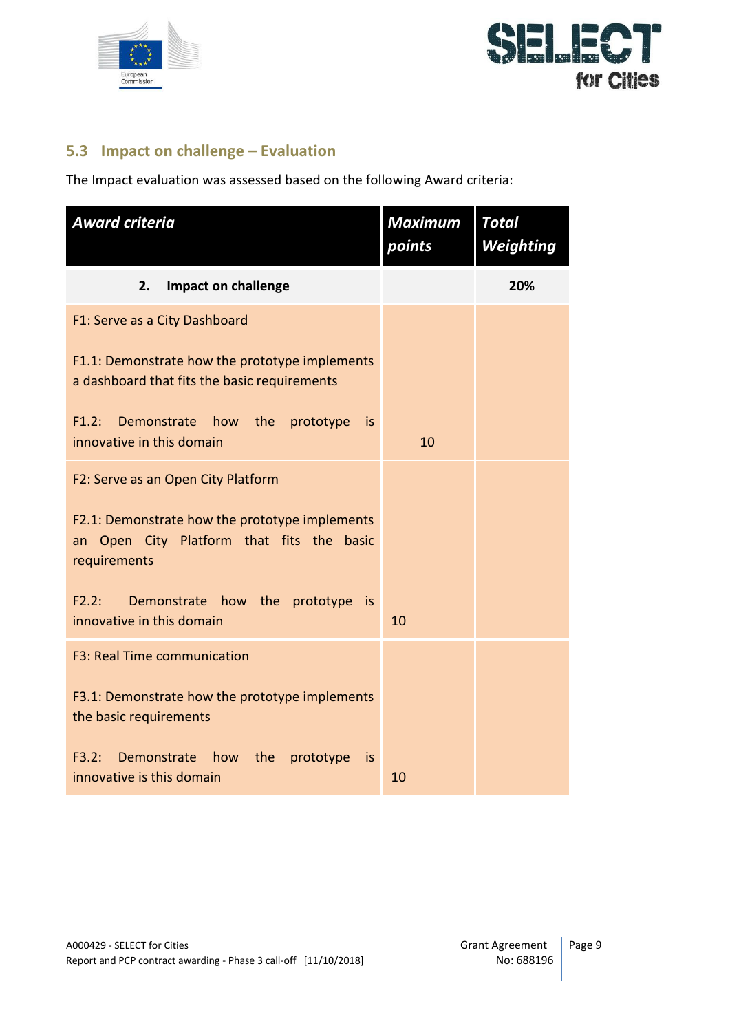## 5.3 Impact on challenge – Evaluation

The Impact evaluation was assessed based on the following Award criteria:

| *Award criteria* | *Maximum points* | *Total Weighting* |
|---|---|---|
| **2. Impact on challenge** | | **20%** |
| F1: Serve as a City Dashboard<br><br>F1.1: Demonstrate how the prototype implements a dashboard that fits the basic requirements<br><br>F1.2: Demonstrate how the prototype is innovative in this domain | 10 | |
| F2: Serve as an Open City Platform<br><br>F2.1: Demonstrate how the prototype implements an Open City Platform that fits the basic requirements<br><br>F2.2: Demonstrate how the prototype is innovative in this domain | 10 | |
| F3: Real Time communication<br><br>F3.1: Demonstrate how the prototype implements the basic requirements<br><br>F3.2: Demonstrate how the prototype is innovative is this domain | 10 | |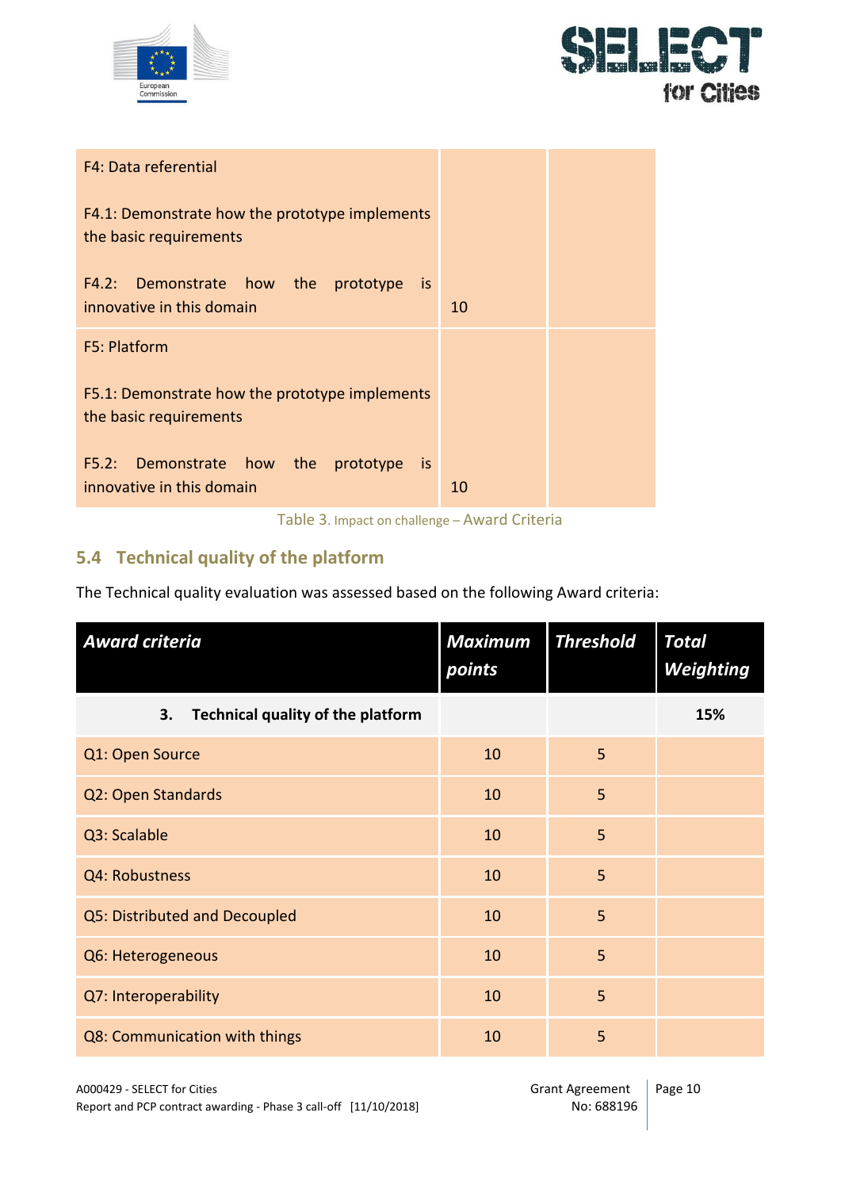| | | |
|---|---|---|
| F4: Data referential<br><br>F4.1: Demonstrate how the prototype implements the basic requirements<br><br>F4.2: Demonstrate how the prototype is innovative in this domain | 10 | |
| F5: Platform<br><br>F5.1: Demonstrate how the prototype implements the basic requirements<br><br>F5.2: Demonstrate how the prototype is innovative in this domain | 10 | |

Table 3. Impact on challenge – Award Criteria

## 5.4 Technical quality of the platform

The Technical quality evaluation was assessed based on the following Award criteria:

| *Award criteria* | *Maximum points* | *Threshold* | *Total Weighting* |
|---|---|---|---|
| **3. Technical quality of the platform** | | | **15%** |
| Q1: Open Source | 10 | 5 | |
| Q2: Open Standards | 10 | 5 | |
| Q3: Scalable | 10 | 5 | |
| Q4: Robustness | 10 | 5 | |
| Q5: Distributed and Decoupled | 10 | 5 | |
| Q6: Heterogeneous | 10 | 5 | |
| Q7: Interoperability | 10 | 5 | |
| Q8: Communication with things | 10 | 5 | |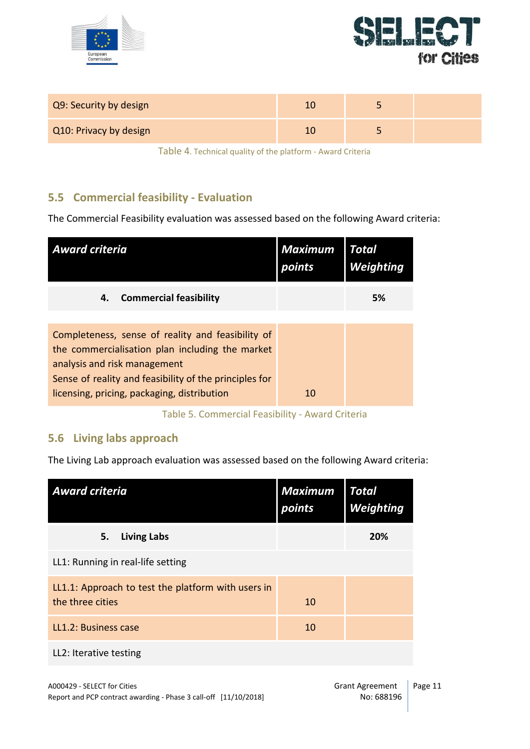| Q9: Security by design | 10 | 5 | |
|---|---|---|---|
| Q10: Privacy by design | 10 | 5 | |

Table 4. Technical quality of the platform - Award Criteria

## 5.5 Commercial feasibility - Evaluation

The Commercial Feasibility evaluation was assessed based on the following Award criteria:

| *Award criteria* | *Maximum points* | *Total Weighting* |
|---|---|---|
| **4. Commercial feasibility** | | **5%** |
| Completeness, sense of reality and feasibility of the commercialisation plan including the market analysis and risk management<br>Sense of reality and feasibility of the principles for licensing, pricing, packaging, distribution | 10 | |

Table 5. Commercial Feasibility - Award Criteria

## 5.6 Living labs approach

The Living Lab approach evaluation was assessed based on the following Award criteria:

| *Award criteria* | *Maximum points* | *Total Weighting* |
|---|---|---|
| **5. Living Labs** | | **20%** |
| LL1: Running in real-life setting | | |
| LL1.1: Approach to test the platform with users in the three cities | 10 | |
| LL1.2: Business case | 10 | |
| LL2: Iterative testing | | |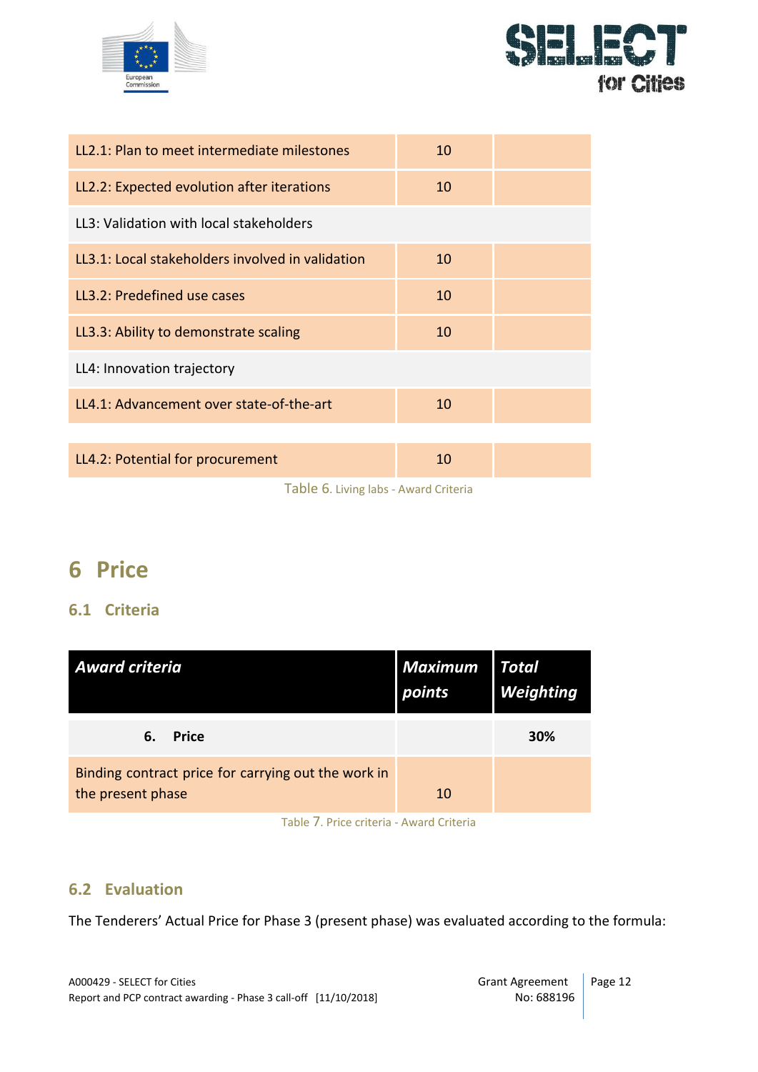| | | |
|---|---|---|
| LL2.1: Plan to meet intermediate milestones | 10 | |
| LL2.2: Expected evolution after iterations | 10 | |
| LL3: Validation with local stakeholders | | |
| LL3.1: Local stakeholders involved in validation | 10 | |
| LL3.2: Predefined use cases | 10 | |
| LL3.3: Ability to demonstrate scaling | 10 | |
| LL4: Innovation trajectory | | |
| LL4.1: Advancement over state-of-the-art | 10 | |
| LL4.2: Potential for procurement | 10 | |

Table 6. Living labs - Award Criteria

# 6 Price

## 6.1 Criteria

| ***Award criteria*** | ***Maximum points*** | ***Total Weighting*** |
|---|---|---|
| **6. Price** | | **30%** |
| Binding contract price for carrying out the work in the present phase | 10 | |

Table 7. Price criteria - Award Criteria

## 6.2 Evaluation

The Tenderers' Actual Price for Phase 3 (present phase) was evaluated according to the formula: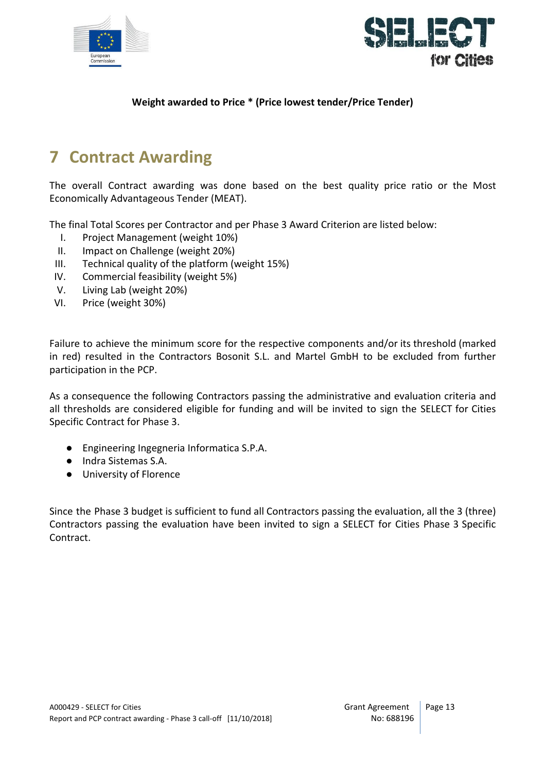**Weight awarded to Price * (Price lowest tender/Price Tender)**

# 7 Contract Awarding

The overall Contract awarding was done based on the best quality price ratio or the Most Economically Advantageous Tender (MEAT).

The final Total Scores per Contractor and per Phase 3 Award Criterion are listed below:

I. Project Management (weight 10%)
II. Impact on Challenge (weight 20%)
III. Technical quality of the platform (weight 15%)
IV. Commercial feasibility (weight 5%)
V. Living Lab (weight 20%)
VI. Price (weight 30%)

Failure to achieve the minimum score for the respective components and/or its threshold (marked in red) resulted in the Contractors Bosonit S.L. and Martel GmbH to be excluded from further participation in the PCP.

As a consequence the following Contractors passing the administrative and evaluation criteria and all thresholds are considered eligible for funding and will be invited to sign the SELECT for Cities Specific Contract for Phase 3.

- Engineering Ingegneria Informatica S.P.A.
- Indra Sistemas S.A.
- University of Florence

Since the Phase 3 budget is sufficient to fund all Contractors passing the evaluation, all the 3 (three) Contractors passing the evaluation have been invited to sign a SELECT for Cities Phase 3 Specific Contract.